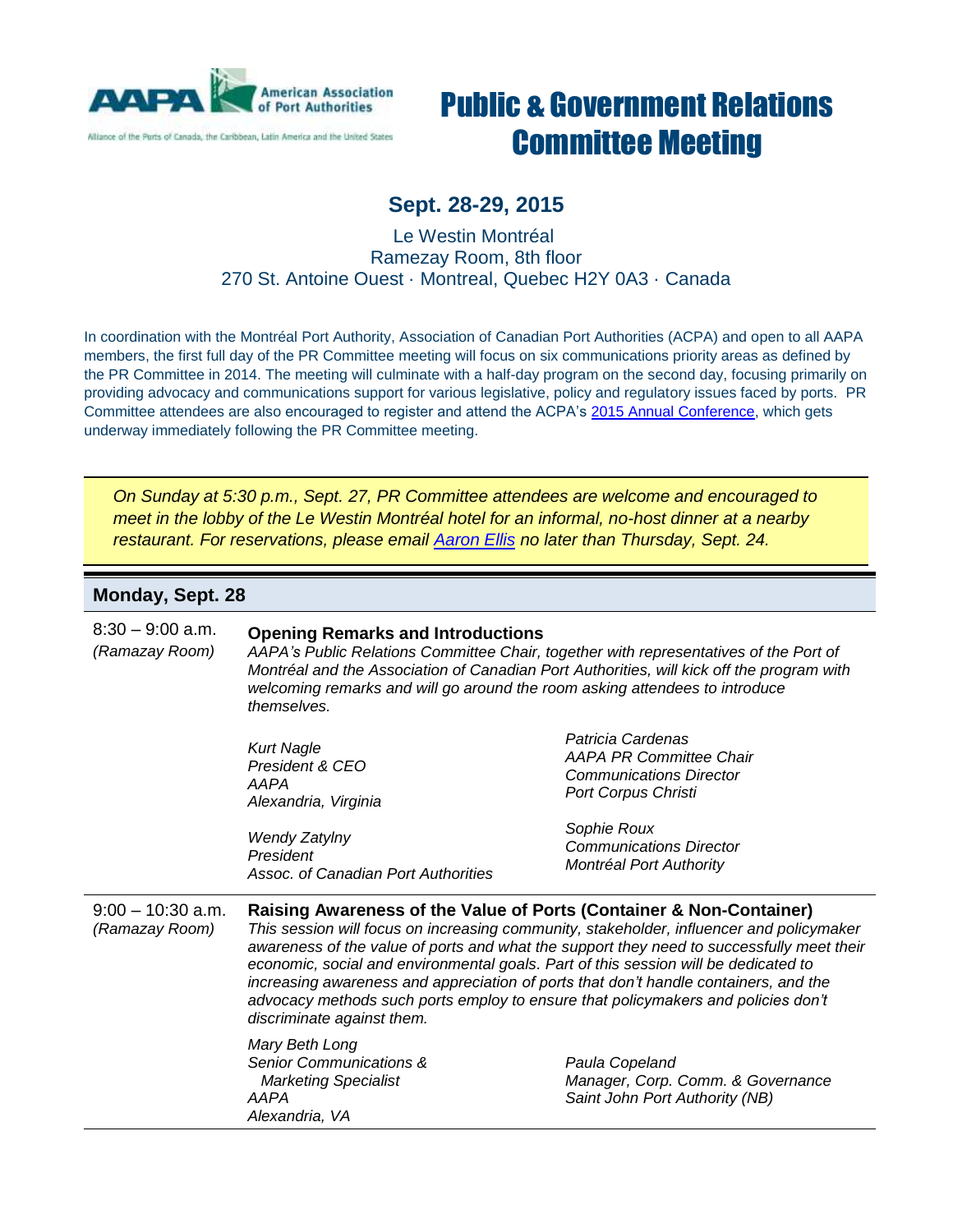AAPA American Association of Port Authorities

Alliance of the Ports of Canada, the Caribbean, Latin America and the United States

# Public & Government Relations Committee Meeting

## Sept. 28-29, 2015

Le Westin Montréal
Ramezay Room, 8th floor
270 St. Antoine Ouest · Montreal, Quebec H2Y 0A3 · Canada

In coordination with the Montréal Port Authority, Association of Canadian Port Authorities (ACPA) and open to all AAPA members, the first full day of the PR Committee meeting will focus on six communications priority areas as defined by the PR Committee in 2014. The meeting will culminate with a half-day program on the second day, focusing primarily on providing advocacy and communications support for various legislative, policy and regulatory issues faced by ports. PR Committee attendees are also encouraged to register and attend the ACPA's 2015 Annual Conference, which gets underway immediately following the PR Committee meeting.

*On Sunday at 5:30 p.m., Sept. 27, PR Committee attendees are welcome and encouraged to meet in the lobby of the Le Westin Montréal hotel for an informal, no-host dinner at a nearby restaurant. For reservations, please email Aaron Ellis no later than Thursday, Sept. 24.*

## Monday, Sept. 28

**8:30 – 9:00 a.m.**
*(Ramazay Room)*

**Opening Remarks and Introductions**

*AAPA's Public Relations Committee Chair, together with representatives of the Port of Montréal and the Association of Canadian Port Authorities, will kick off the program with welcoming remarks and will go around the room asking attendees to introduce themselves.*

*Kurt Nagle*
*President & CEO*
*AAPA*
*Alexandria, Virginia*

*Patricia Cardenas*
*AAPA PR Committee Chair*
*Communications Director*
*Port Corpus Christi*

*Wendy Zatylny*
*President*
*Assoc. of Canadian Port Authorities*

*Sophie Roux*
*Communications Director*
*Montréal Port Authority*

**9:00 – 10:30 a.m.**
*(Ramazay Room)*

**Raising Awareness of the Value of Ports (Container & Non-Container)**

*This session will focus on increasing community, stakeholder, influencer and policymaker awareness of the value of ports and what the support they need to successfully meet their economic, social and environmental goals. Part of this session will be dedicated to increasing awareness and appreciation of ports that don't handle containers, and the advocacy methods such ports employ to ensure that policymakers and policies don't discriminate against them.*

*Mary Beth Long*
*Senior Communications & Marketing Specialist*
*AAPA*
*Alexandria, VA*

*Paula Copeland*
*Manager, Corp. Comm. & Governance*
*Saint John Port Authority (NB)*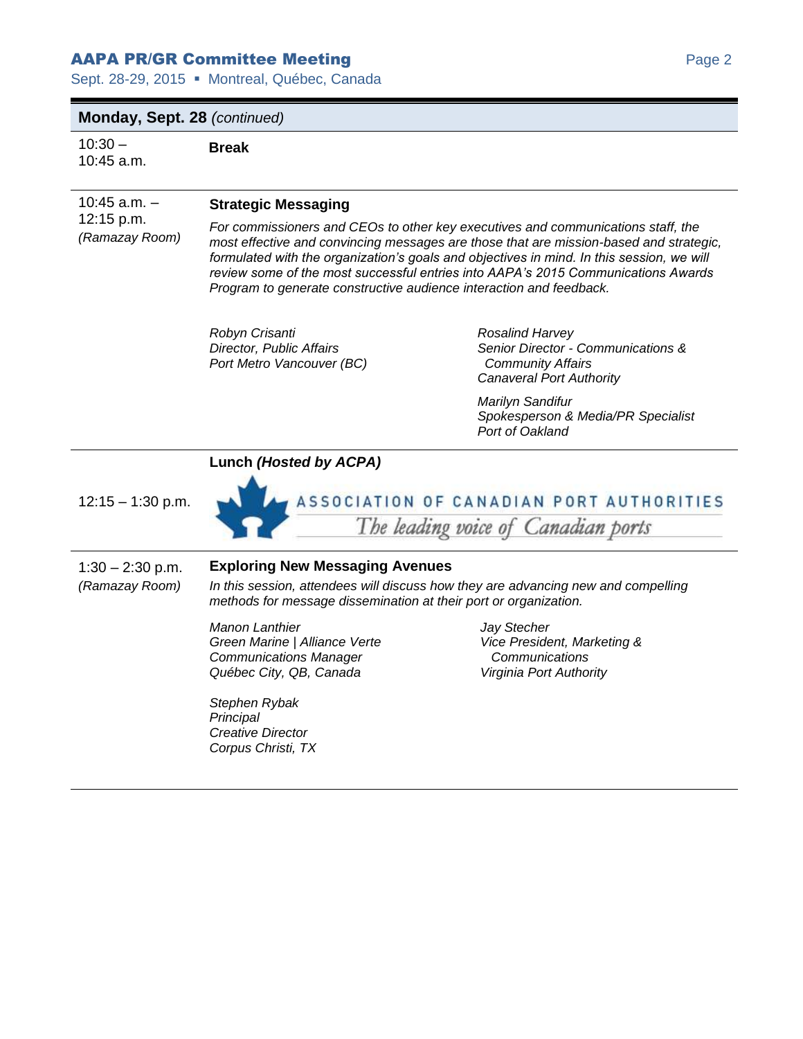## Monday, Sept. 28 *(continued)*

**10:30 – 10:45 a.m.** — **Break**

---

**10:45 a.m. – 12:15 p.m.** *(Ramazay Room)*

### Strategic Messaging

*For commissioners and CEOs to other key executives and communications staff, the most effective and convincing messages are those that are mission-based and strategic, formulated with the organization's goals and objectives in mind. In this session, we will review some of the most successful entries into AAPA's 2015 Communications Awards Program to generate constructive audience interaction and feedback.*

*Robyn Crisanti*
*Director, Public Affairs*
*Port Metro Vancouver (BC)*

*Rosalind Harvey*
*Senior Director - Communications & Community Affairs*
*Canaveral Port Authority*

*Marilyn Sandifur*
*Spokesperson & Media/PR Specialist*
*Port of Oakland*

---

**12:15 – 1:30 p.m.**

### Lunch *(Hosted by ACPA)*

ASSOCIATION OF CANADIAN PORT AUTHORITIES
*The leading voice of Canadian ports*

---

**1:30 – 2:30 p.m.** *(Ramazay Room)*

### Exploring New Messaging Avenues

*In this session, attendees will discuss how they are advancing new and compelling methods for message dissemination at their port or organization.*

*Manon Lanthier*
*Green Marine | Alliance Verte*
*Communications Manager*
*Québec City, QC, Canada*

*Jay Stecher*
*Vice President, Marketing & Communications*
*Virginia Port Authority*

*Stephen Rybak*
*Principal*
*Creative Director*
*Corpus Christi, TX*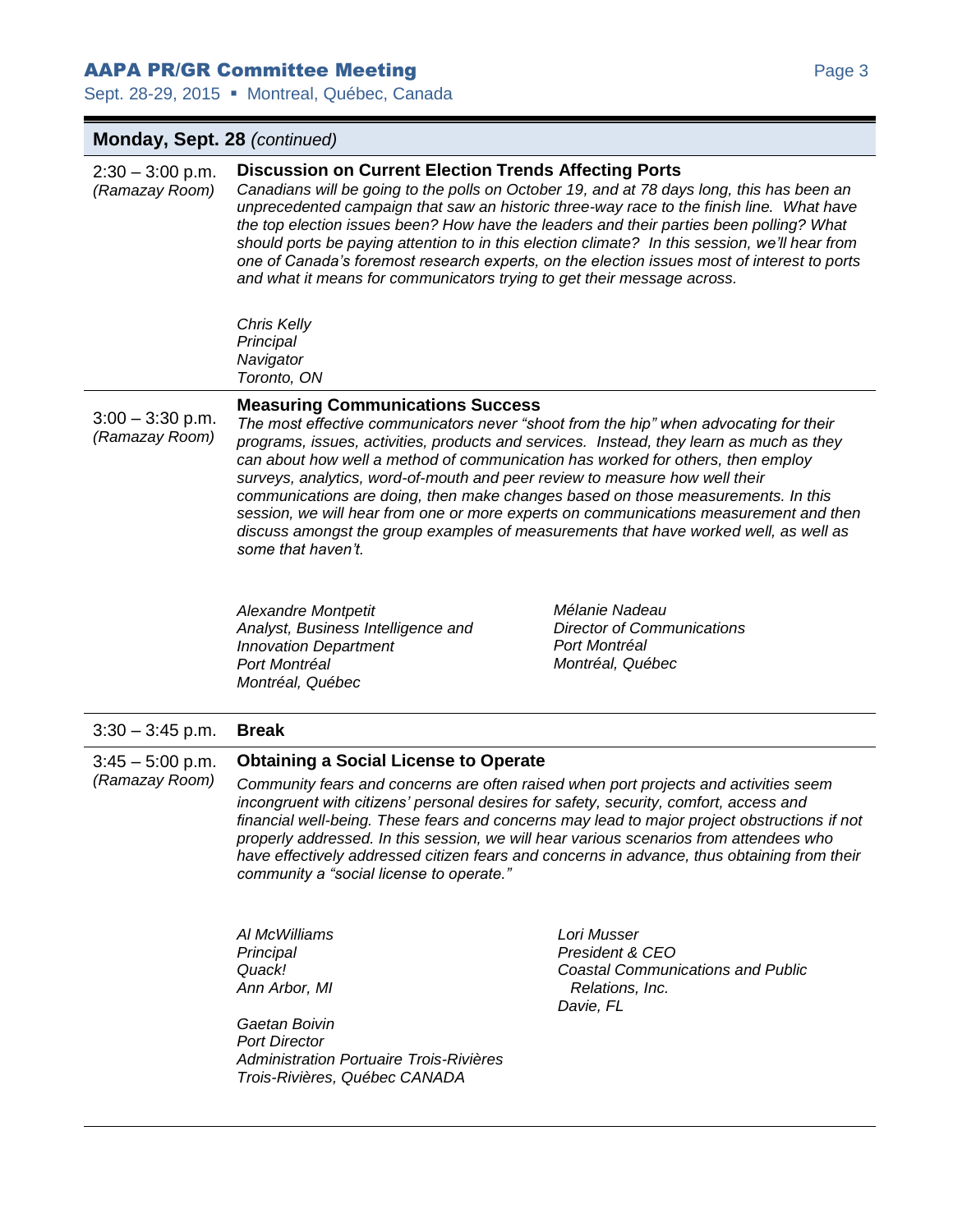## Monday, Sept. 28 *(continued)*

**2:30 – 3:00 p.m.**
*(Ramazay Room)*

**Discussion on Current Election Trends Affecting Ports**

*Canadians will be going to the polls on October 19, and at 78 days long, this has been an unprecedented campaign that saw an historic three-way race to the finish line. What have the top election issues been? How have the leaders and their parties been polling? What should ports be paying attention to in this election climate? In this session, we'll hear from one of Canada's foremost research experts, on the election issues most of interest to ports and what it means for communicators trying to get their message across.*

*Chris Kelly*
*Principal*
*Navigator*
*Toronto, ON*

---

**3:00 – 3:30 p.m.**
*(Ramazay Room)*

**Measuring Communications Success**

*The most effective communicators never "shoot from the hip" when advocating for their programs, issues, activities, products and services. Instead, they learn as much as they can about how well a method of communication has worked for others, then employ surveys, analytics, word-of-mouth and peer review to measure how well their communications are doing, then make changes based on those measurements. In this session, we will hear from one or more experts on communications measurement and then discuss amongst the group examples of measurements that have worked well, as well as some that haven't.*

*Alexandre Montpetit*
*Analyst, Business Intelligence and Innovation Department*
*Port Montréal*
*Montréal, Québec*

*Mélanie Nadeau*
*Director of Communications*
*Port Montréal*
*Montréal, Québec*

---

**3:30 – 3:45 p.m.** **Break**

---

**3:45 – 5:00 p.m.**
*(Ramazay Room)*

**Obtaining a Social License to Operate**

*Community fears and concerns are often raised when port projects and activities seem incongruent with citizens' personal desires for safety, security, comfort, access and financial well-being. These fears and concerns may lead to major project obstructions if not properly addressed. In this session, we will hear various scenarios from attendees who have effectively addressed citizen fears and concerns in advance, thus obtaining from their community a "social license to operate."*

*Al McWilliams*
*Principal*
*Quack!*
*Ann Arbor, MI*

*Lori Musser*
*President & CEO*
*Coastal Communications and Public Relations, Inc.*
*Davie, FL*

*Gaetan Boivin*
*Port Director*
*Administration Portuaire Trois-Rivières*
*Trois-Rivières, Québec CANADA*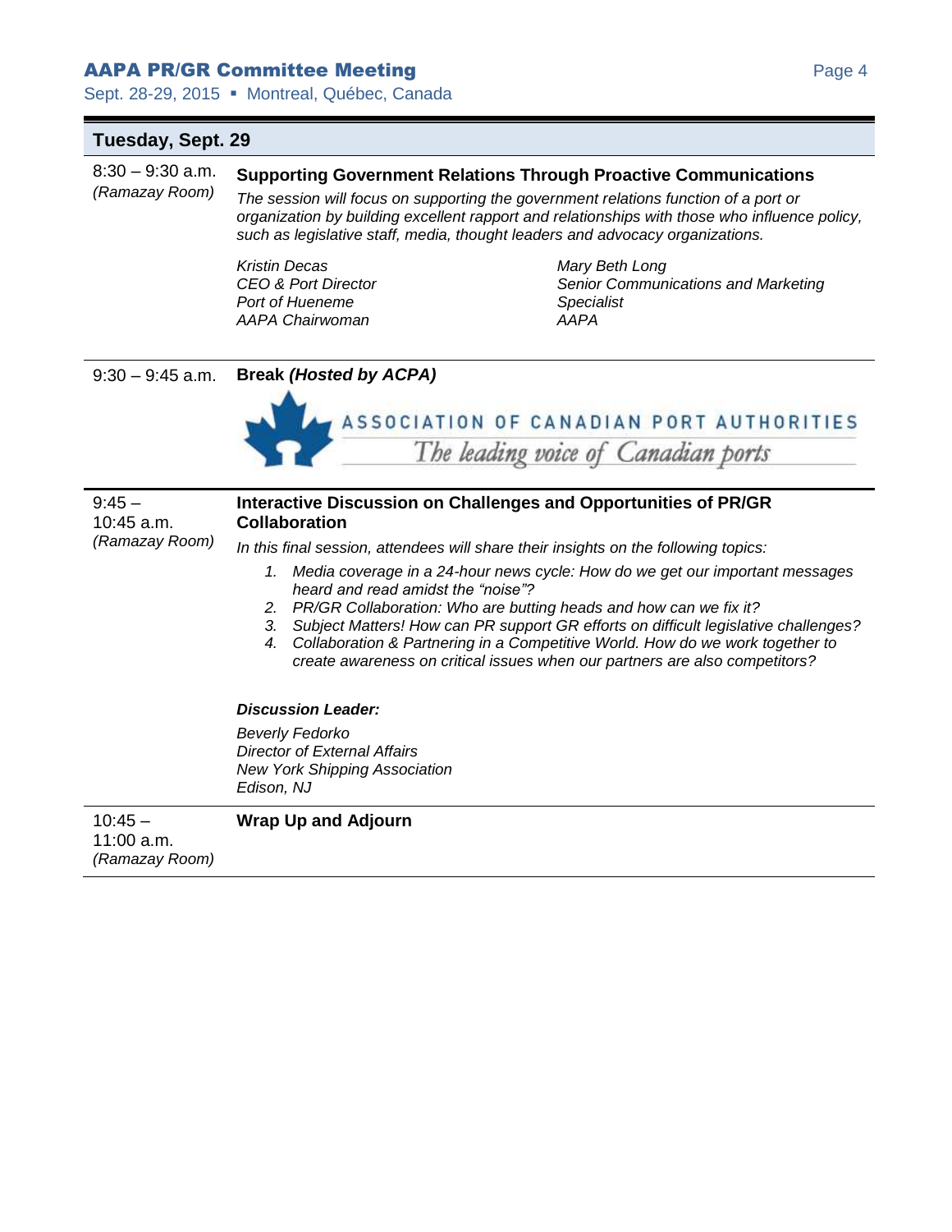## Tuesday, Sept. 29

**8:30 – 9:30 a.m.**
*(Ramazay Room)*

### Supporting Government Relations Through Proactive Communications

*The session will focus on supporting the government relations function of a port or organization by building excellent rapport and relationships with those who influence policy, such as legislative staff, media, thought leaders and advocacy organizations.*

*Kristin Decas*
*CEO & Port Director*
*Port of Hueneme*
*AAPA Chairwoman*

*Mary Beth Long*
*Senior Communications and Marketing Specialist*
*AAPA*

---

**9:30 – 9:45 a.m.**

**Break *(Hosted by ACPA)***

ASSOCIATION OF CANADIAN PORT AUTHORITIES
*The leading voice of Canadian ports*

---

**9:45 – 10:45 a.m.**
*(Ramazay Room)*

### Interactive Discussion on Challenges and Opportunities of PR/GR Collaboration

*In this final session, attendees will share their insights on the following topics:*

1. *Media coverage in a 24-hour news cycle: How do we get our important messages heard and read amidst the "noise"?*
2. *PR/GR Collaboration: Who are butting heads and how can we fix it?*
3. *Subject Matters! How can PR support GR efforts on difficult legislative challenges?*
4. *Collaboration & Partnering in a Competitive World. How do we work together to create awareness on critical issues when our partners are also competitors?*

***Discussion Leader:***

*Beverly Fedorko*
*Director of External Affairs*
*New York Shipping Association*
*Edison, NJ*

---

**10:45 – 11:00 a.m.**
*(Ramazay Room)*

### Wrap Up and Adjourn